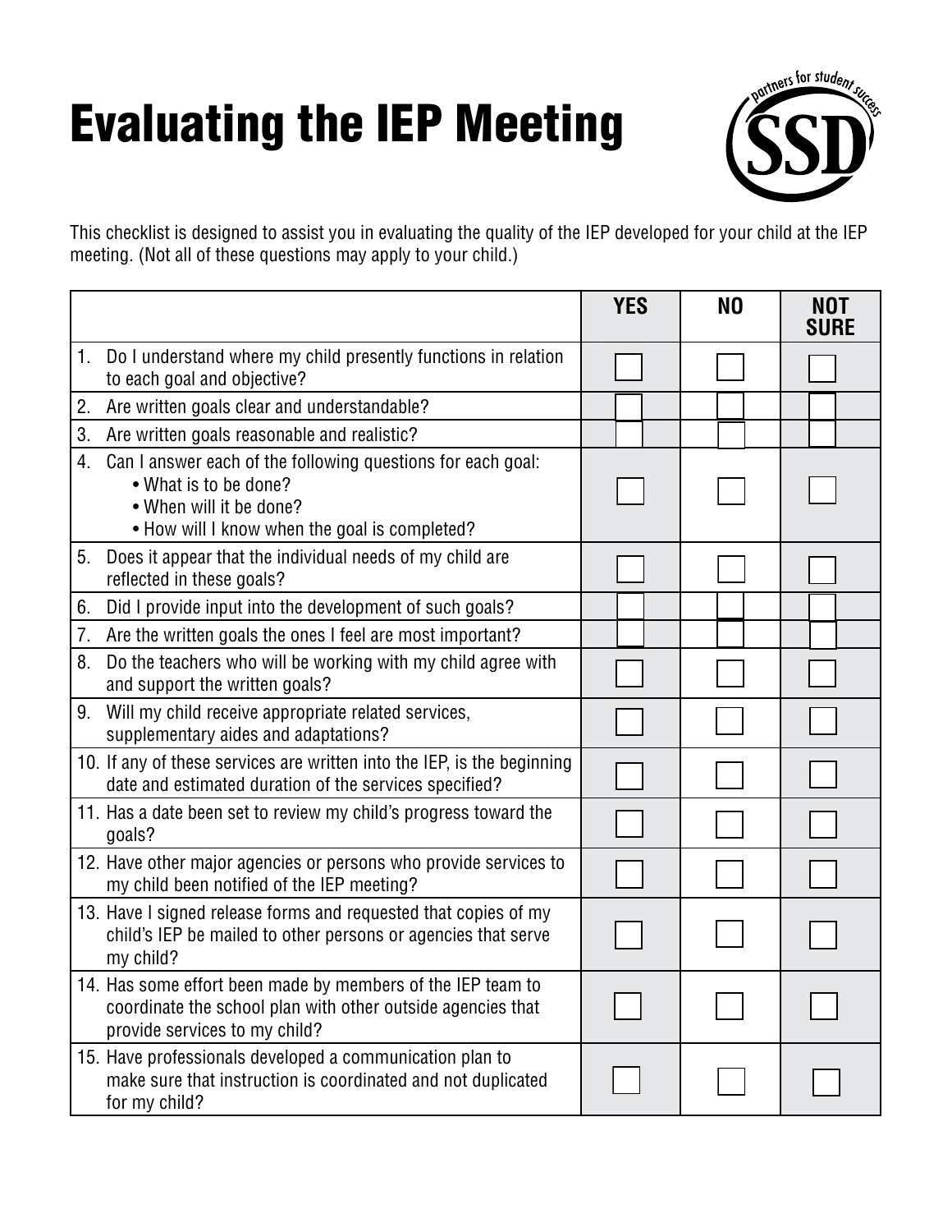# Evaluating the IEP Meeting

This checklist is designed to assist you in evaluating the quality of the IEP developed for your child at the IEP meeting. (Not all of these questions may apply to your child.)

| | YES | NO | NOT SURE |
|---|---|---|---|
| 1. Do I understand where my child presently functions in relation to each goal and objective? | ☐ | ☐ | ☐ |
| 2. Are written goals clear and understandable? | ☐ | ☐ | ☐ |
| 3. Are written goals reasonable and realistic? | ☐ | ☐ | ☐ |
| 4. Can I answer each of the following questions for each goal:<br>• What is to be done?<br>• When will it be done?<br>• How will I know when the goal is completed? | ☐ | ☐ | ☐ |
| 5. Does it appear that the individual needs of my child are reflected in these goals? | ☐ | ☐ | ☐ |
| 6. Did I provide input into the development of such goals? | ☐ | ☐ | ☐ |
| 7. Are the written goals the ones I feel are most important? | ☐ | ☐ | ☐ |
| 8. Do the teachers who will be working with my child agree with and support the written goals? | ☐ | ☐ | ☐ |
| 9. Will my child receive appropriate related services, supplementary aides and adaptations? | ☐ | ☐ | ☐ |
| 10. If any of these services are written into the IEP, is the beginning date and estimated duration of the services specified? | ☐ | ☐ | ☐ |
| 11. Has a date been set to review my child's progress toward the goals? | ☐ | ☐ | ☐ |
| 12. Have other major agencies or persons who provide services to my child been notified of the IEP meeting? | ☐ | ☐ | ☐ |
| 13. Have I signed release forms and requested that copies of my child's IEP be mailed to other persons or agencies that serve my child? | ☐ | ☐ | ☐ |
| 14. Has some effort been made by members of the IEP team to coordinate the school plan with other outside agencies that provide services to my child? | ☐ | ☐ | ☐ |
| 15. Have professionals developed a communication plan to make sure that instruction is coordinated and not duplicated for my child? | ☐ | ☐ | ☐ |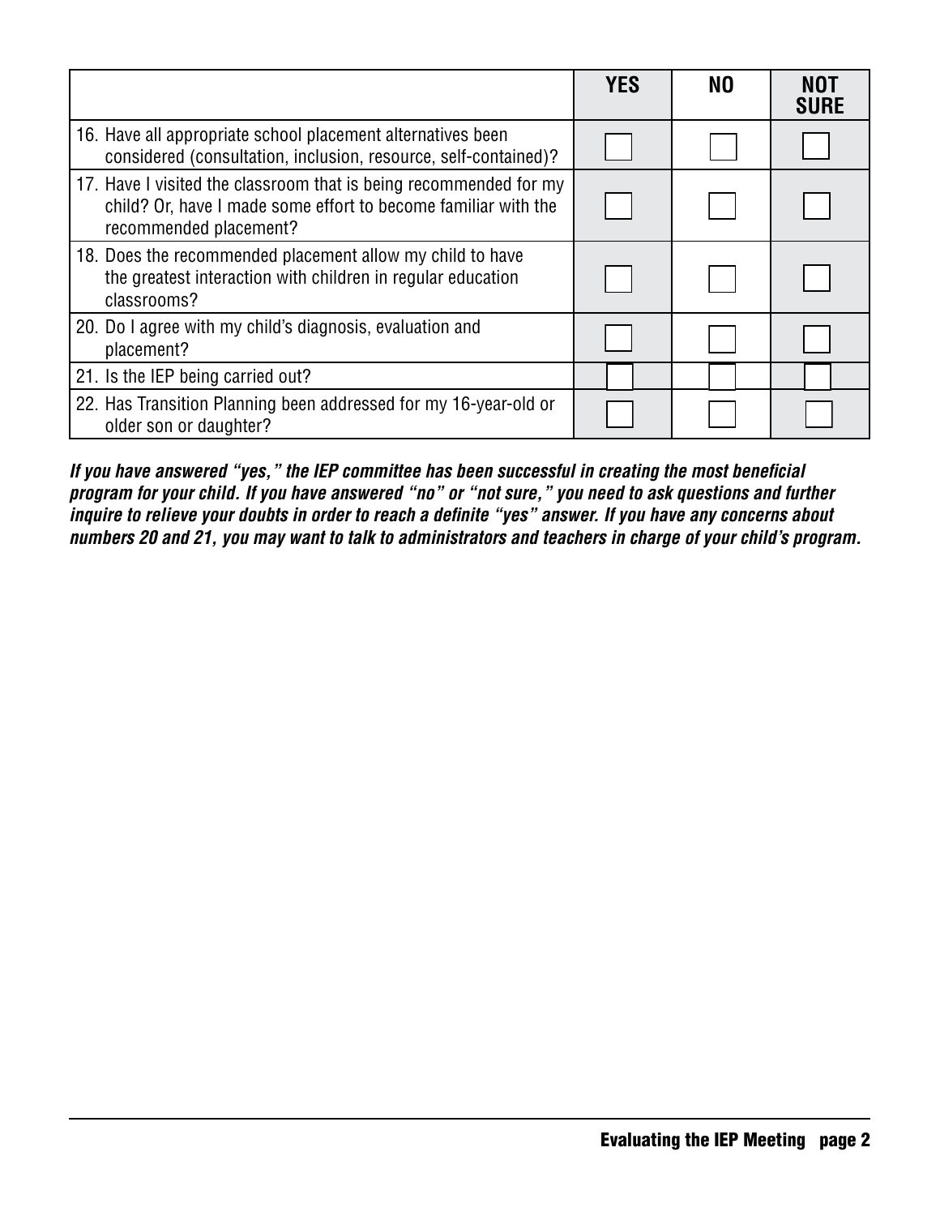| | YES | NO | NOT SURE |
|---|---|---|---|
| 16. Have all appropriate school placement alternatives been considered (consultation, inclusion, resource, self-contained)? | ☐ | ☐ | ☐ |
| 17. Have I visited the classroom that is being recommended for my child? Or, have I made some effort to become familiar with the recommended placement? | ☐ | ☐ | ☐ |
| 18. Does the recommended placement allow my child to have the greatest interaction with children in regular education classrooms? | ☐ | ☐ | ☐ |
| 20. Do I agree with my child's diagnosis, evaluation and placement? | ☐ | ☐ | ☐ |
| 21. Is the IEP being carried out? | ☐ | ☐ | ☐ |
| 22. Has Transition Planning been addressed for my 16-year-old or older son or daughter? | ☐ | ☐ | ☐ |

***If you have answered "yes," the IEP committee has been successful in creating the most beneficial program for your child. If you have answered "no" or "not sure," you need to ask questions and further inquire to relieve your doubts in order to reach a definite "yes" answer. If you have any concerns about numbers 20 and 21, you may want to talk to administrators and teachers in charge of your child's program.***